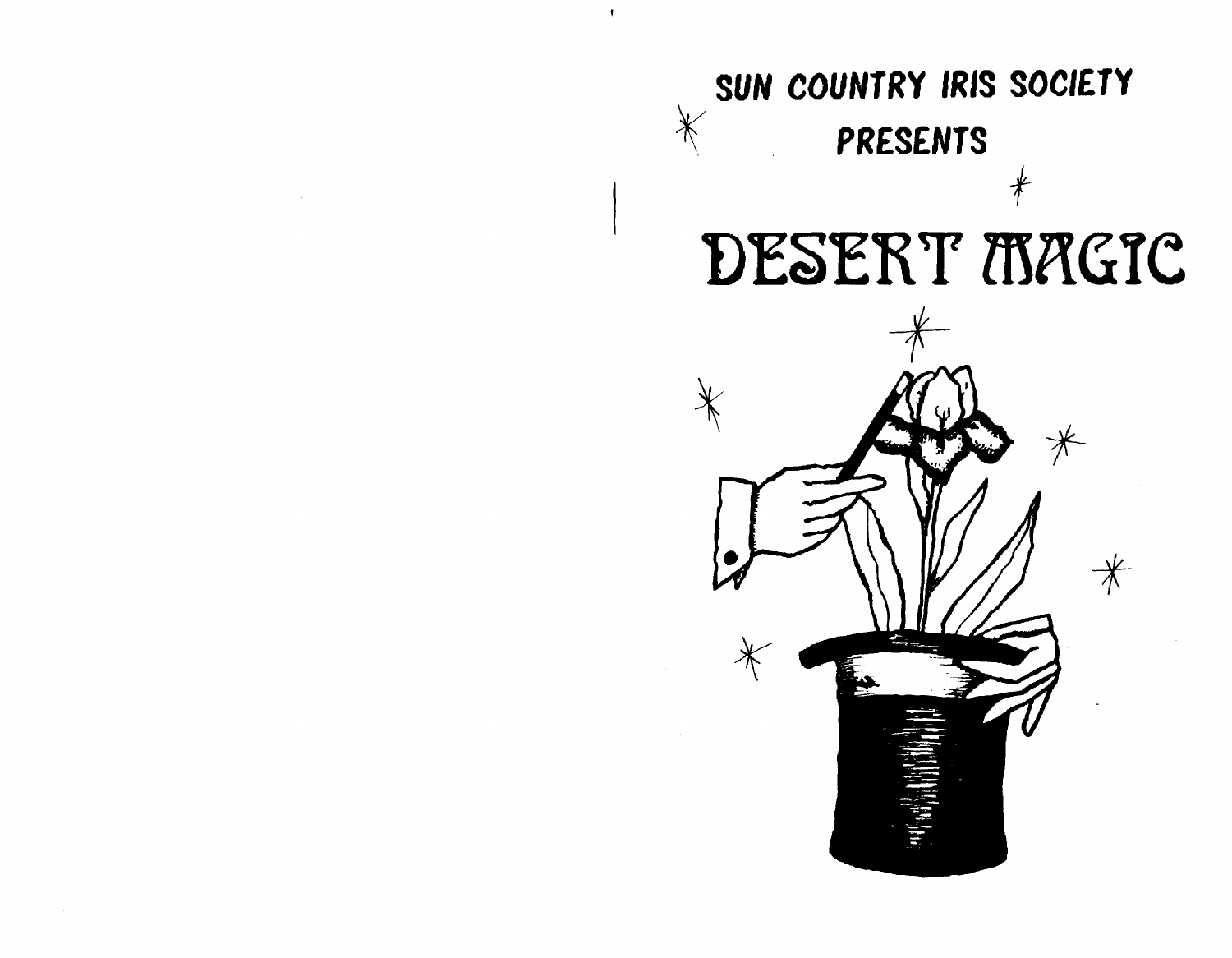SUN COUNTRY IRIS SOCIETY

PRESENTS

# DESERT MAGIC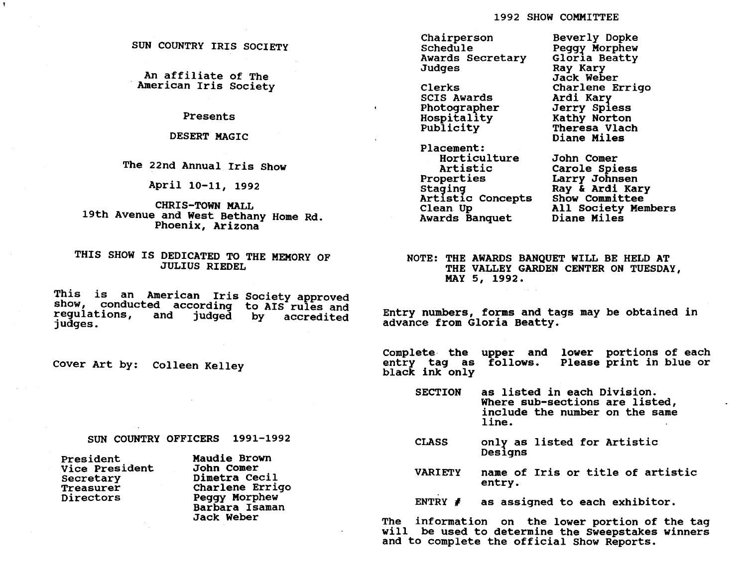# SUN COUNTRY IRIS SOCIETY

An affiliate of The American Iris Society

Presents

## DESERT MAGIC

The 22nd Annual Iris Show

April 10-11, 1992

CHRIS-TOWN MALL
19th Avenue and West Bethany Home Rd.
Phoenix, Arizona

THIS SHOW IS DEDICATED TO THE MEMORY OF JULIUS RIEDEL

This is an American Iris Society approved show, conducted according to AIS rules and regulations, and judged by accredited judges.

Cover Art by: Colleen Kelley

## SUN COUNTRY OFFICERS 1991-1992

| | |
|---|---|
| President | Maudie Brown |
| Vice President | John Comer |
| Secretary | Dimetra Cecil |
| Treasurer | Charlene Errigo |
| Directors | Peggy Morphew |
| | Barbara Isaman |
| | Jack Weber |

## 1992 SHOW COMMITTEE

| | |
|---|---|
| Chairperson | Beverly Dopke |
| Schedule | Peggy Morphew |
| Awards Secretary | Gloria Beatty |
| Judges | Ray Kary |
| | Jack Weber |
| Clerks | Charlene Errigo |
| SCIS Awards | Ardi Kary |
| Photographer | Jerry Spiess |
| Hospitality | Kathy Norton |
| Publicity | Theresa Vlach |
| | Diane Miles |
| Placement: | |
| Horticulture | John Comer |
| Artistic | Carole Spiess |
| Properties | Larry Johnsen |
| Staging | Ray & Ardi Kary |
| Artistic Concepts | Show Committee |
| Clean Up | All Society Members |
| Awards Banquet | Diane Miles |

NOTE: THE AWARDS BANQUET WILL BE HELD AT THE VALLEY GARDEN CENTER ON TUESDAY, MAY 5, 1992.

Entry numbers, forms and tags may be obtained in advance from Gloria Beatty.

Complete the upper and lower portions of each entry tag as follows. Please print in blue or black ink only

- **SECTION** as listed in each Division. Where sub-sections are listed, include the number on the same line.
- **CLASS** only as listed for Artistic Designs
- **VARIETY** name of Iris or title of artistic entry.
- **ENTRY #** as assigned to each exhibitor.

The information on the lower portion of the tag will be used to determine the Sweepstakes winners and to complete the official Show Reports.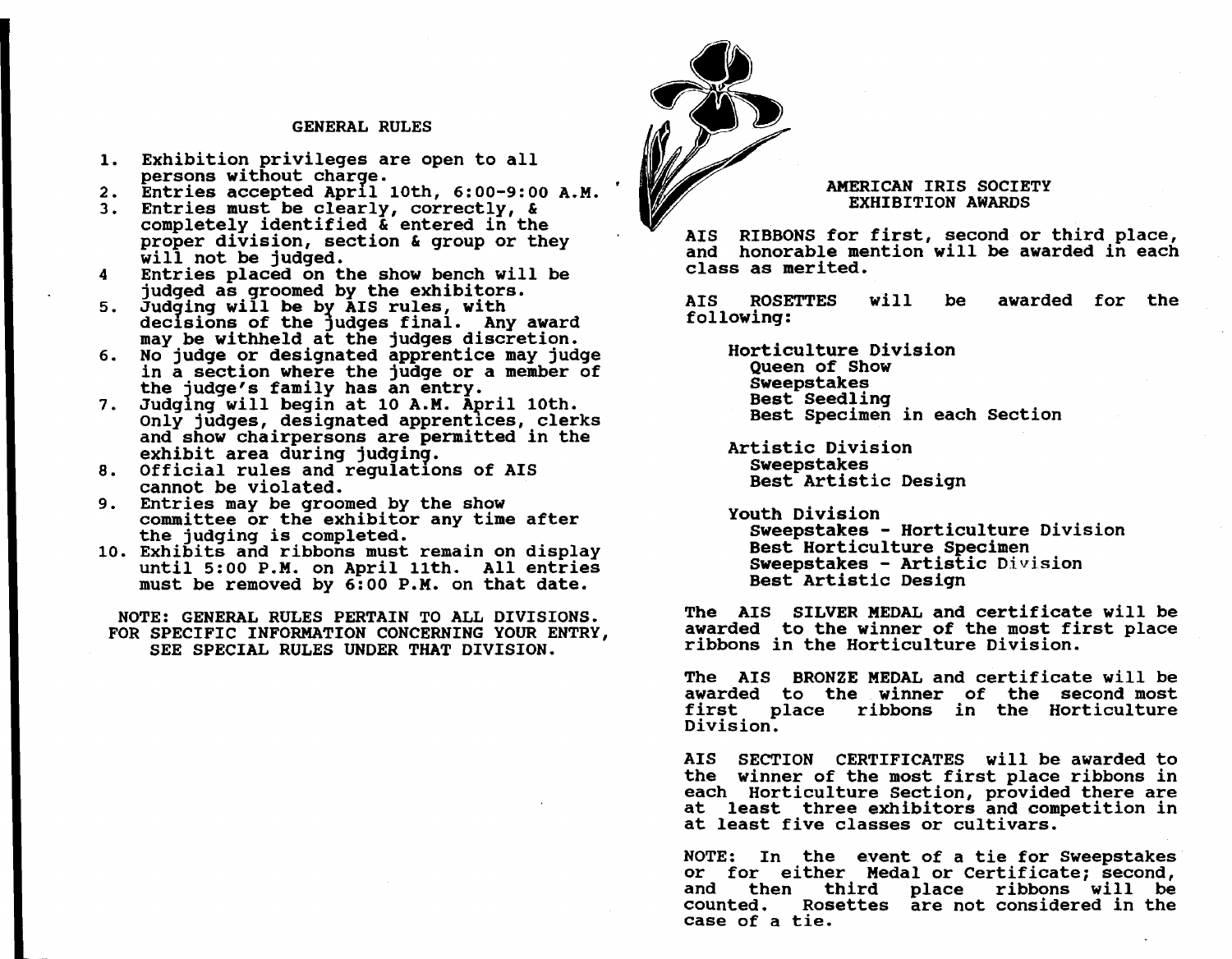## GENERAL RULES

1. Exhibition privileges are open to all persons without charge.
2. Entries accepted April 10th, 6:00-9:00 A.M.
3. Entries must be clearly, correctly, & completely identified & entered in the proper division, section & group or they will not be judged.
4. Entries placed on the show bench will be judged as groomed by the exhibitors.
5. Judging will be by AIS rules, with decisions of the judges final. Any award may be withheld at the judges discretion.
6. No judge or designated apprentice may judge in a section where the judge or a member of the judge's family has an entry.
7. Judging will begin at 10 A.M. April 10th. Only judges, designated apprentices, clerks and show chairpersons are permitted in the exhibit area during judging.
8. Official rules and regulations of AIS cannot be violated.
9. Entries may be groomed by the show committee or the exhibitor any time after the judging is completed.
10. Exhibits and ribbons must remain on display until 5:00 P.M. on April 11th. All entries must be removed by 6:00 P.M. on that date.

NOTE: GENERAL RULES PERTAIN TO ALL DIVISIONS. FOR SPECIFIC INFORMATION CONCERNING YOUR ENTRY, SEE SPECIAL RULES UNDER THAT DIVISION.

## AMERICAN IRIS SOCIETY EXHIBITION AWARDS

AIS RIBBONS for first, second or third place, and honorable mention will be awarded in each class as merited.

AIS ROSETTES will be awarded for the following:

**Horticulture Division**
- Queen of Show
- Sweepstakes
- Best Seedling
- Best Specimen in each Section

**Artistic Division**
- Sweepstakes
- Best Artistic Design

**Youth Division**
- Sweepstakes - Horticulture Division
- Best Horticulture Specimen
- Sweepstakes - Artistic Division
- Best Artistic Design

The AIS SILVER MEDAL and certificate will be awarded to the winner of the most first place ribbons in the Horticulture Division.

The AIS BRONZE MEDAL and certificate will be awarded to the winner of the second most first place ribbons in the Horticulture Division.

AIS SECTION CERTIFICATES will be awarded to the winner of the most first place ribbons in each Horticulture Section, provided there are at least three exhibitors and competition in at least five classes or cultivars.

NOTE: In the event of a tie for Sweepstakes or for either Medal or Certificate; second, and then third place ribbons will be counted. Rosettes are not considered in the case of a tie.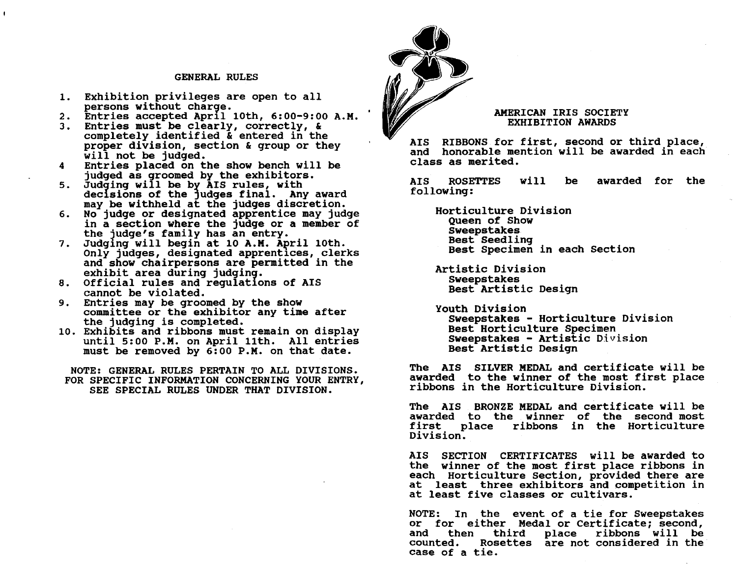## GENERAL RULES

1. Exhibition privileges are open to all persons without charge.
2. Entries accepted April 10th, 6:00-9:00 A.M.
3. Entries must be clearly, correctly, & completely identified & entered in the proper division, section & group or they will not be judged.
4. Entries placed on the show bench will be judged as groomed by the exhibitors.
5. Judging will be by AIS rules, with decisions of the judges final. Any award may be withheld at the judges discretion.
6. No judge or designated apprentice may judge in a section where the judge or a member of the judge's family has an entry.
7. Judging will begin at 10 A.M. April 10th. Only judges, designated apprentices, clerks and show chairpersons are permitted in the exhibit area during judging.
8. Official rules and regulations of AIS cannot be violated.
9. Entries may be groomed by the show committee or the exhibitor any time after the judging is completed.
10. Exhibits and ribbons must remain on display until 5:00 P.M. on April 11th. All entries must be removed by 6:00 P.M. on that date.

NOTE: GENERAL RULES PERTAIN TO ALL DIVISIONS. FOR SPECIFIC INFORMATION CONCERNING YOUR ENTRY, SEE SPECIAL RULES UNDER THAT DIVISION.

## AMERICAN IRIS SOCIETY EXHIBITION AWARDS

AIS RIBBONS for first, second or third place, and honorable mention will be awarded in each class as merited.

AIS ROSETTES will be awarded for the following:

Horticulture Division
- Queen of Show
- Sweepstakes
- Best Seedling
- Best Specimen in each Section

Artistic Division
- Sweepstakes
- Best Artistic Design

Youth Division
- Sweepstakes - Horticulture Division
- Best Horticulture Specimen
- Sweepstakes - Artistic Division
- Best Artistic Design

The AIS SILVER MEDAL and certificate will be awarded to the winner of the most first place ribbons in the Horticulture Division.

The AIS BRONZE MEDAL and certificate will be awarded to the winner of the second most first place ribbons in the Horticulture Division.

AIS SECTION CERTIFICATES will be awarded to the winner of the most first place ribbons in each Horticulture Section, provided there are at least three exhibitors and competition in at least five classes or cultivars.

NOTE: In the event of a tie for Sweepstakes or for either Medal or Certificate; second, and then third place ribbons will be counted. Rosettes are not considered in the case of a tie.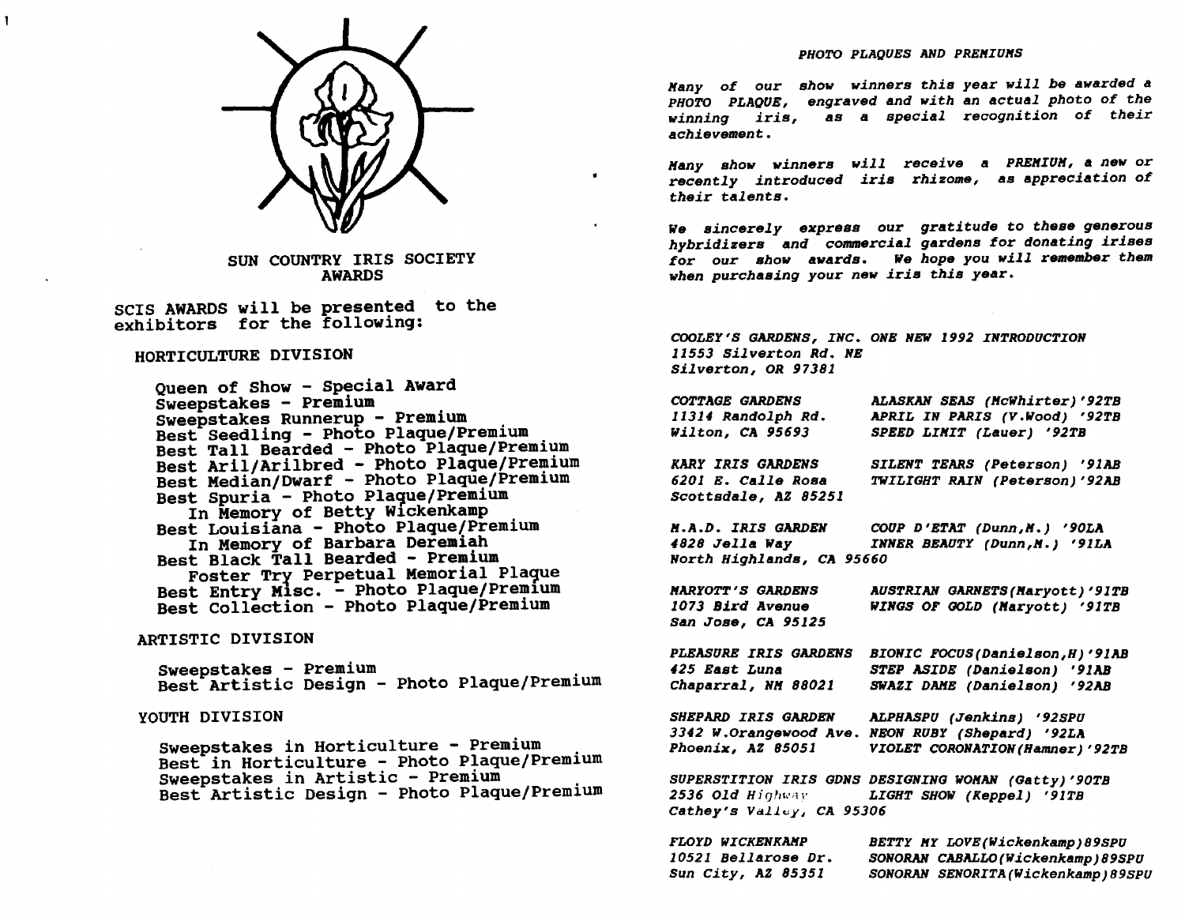## SUN COUNTRY IRIS SOCIETY AWARDS

SCIS AWARDS will be presented to the exhibitors for the following:

### HORTICULTURE DIVISION

- Queen of Show - Special Award
- Sweepstakes - Premium
- Sweepstakes Runnerup - Premium
- Best Seedling - Photo Plaque/Premium
- Best Tall Bearded - Photo Plaque/Premium
- Best Aril/Arilbred - Photo Plaque/Premium
- Best Median/Dwarf - Photo Plaque/Premium
- Best Spuria - Photo Plaque/Premium
  In Memory of Betty Wickenkamp
- Best Louisiana - Photo Plaque/Premium
  In Memory of Barbara Deremiah
- Best Black Tall Bearded - Premium
  Foster Try Perpetual Memorial Plaque
- Best Entry Misc. - Photo Plaque/Premium
- Best Collection - Photo Plaque/Premium

### ARTISTIC DIVISION

- Sweepstakes - Premium
- Best Artistic Design - Photo Plaque/Premium

### YOUTH DIVISION

- Sweepstakes in Horticulture - Premium
- Best in Horticulture - Photo Plaque/Premium
- Sweepstakes in Artistic - Premium
- Best Artistic Design - Photo Plaque/Premium

### *PHOTO PLAQUES AND PREMIUMS*

*Many of our show winners this year will be awarded a PHOTO PLAQUE, engraved and with an actual photo of the winning iris, as a special recognition of their achievement.*

*Many show winners will receive a PREMIUM, a new or recently introduced iris rhizome, as appreciation of their talents.*

*We sincerely express our gratitude to these generous hybridizers and commercial gardens for donating irises for our show awards. We hope you will remember them when purchasing your new iris this year.*

| | |
|---|---|
| *COOLEY'S GARDENS, INC.*<br>*11553 Silverton Rd. NE*<br>*Silverton, OR 97381* | *ONE NEW 1992 INTRODUCTION* |
| *COTTAGE GARDENS*<br>*11314 Randolph Rd.*<br>*Wilton, CA 95693* | *ALASKAN SEAS (McWhirter)'92TB*<br>*APRIL IN PARIS (V.Wood) '92TB*<br>*SPEED LIMIT (Lauer) '92TB* |
| *KARY IRIS GARDENS*<br>*6201 E. Calle Rosa*<br>*Scottsdale, AZ 85251* | *SILENT TEARS (Peterson) '91AB*<br>*TWILIGHT RAIN (Peterson)'92AB* |
| *M.A.D. IRIS GARDEN*<br>*4828 Jella Way*<br>*North Highlands, CA 95660* | *COUP D'ETAT (Dunn,M.) '90LA*<br>*INNER BEAUTY (Dunn,M.) '91LA* |
| *MARYOTT'S GARDENS*<br>*1073 Bird Avenue*<br>*San Jose, CA 95125* | *AUSTRIAN GARNETS(Maryott)'91TB*<br>*WINGS OF GOLD (Maryott) '91TB* |
| *PLEASURE IRIS GARDENS*<br>*425 East Luna*<br>*Chaparral, NM 88021* | *BIONIC FOCUS(Danielson,H)'91AB*<br>*STEP ASIDE (Danielson) '91AB*<br>*SWAZI DAME (Danielson) '92AB* |
| *SHEPARD IRIS GARDEN*<br>*3342 W.Orangewood Ave.*<br>*Phoenix, AZ 85051* | *ALPHASPU (Jenkins) '92SPU*<br>*NEON RUBY (Shepard) '92LA*<br>*VIOLET CORONATION(Hamner)'92TB* |
| *SUPERSTITION IRIS GDNS*<br>*2536 Old Highway*<br>*Cathey's Valley, CA 95306* | *DESIGNING WOMAN (Gatty)'90TB*<br>*LIGHT SHOW (Keppel) '91TB* |
| *FLOYD WICKENKAMP*<br>*10521 Bellarose Dr.*<br>*Sun City, AZ 85351* | *BETTY MY LOVE(Wickenkamp)89SPU*<br>*SONORAN CABALLO(Wickenkamp)89SPU*<br>*SONORAN SENORITA(Wickenkamp)89SPU* |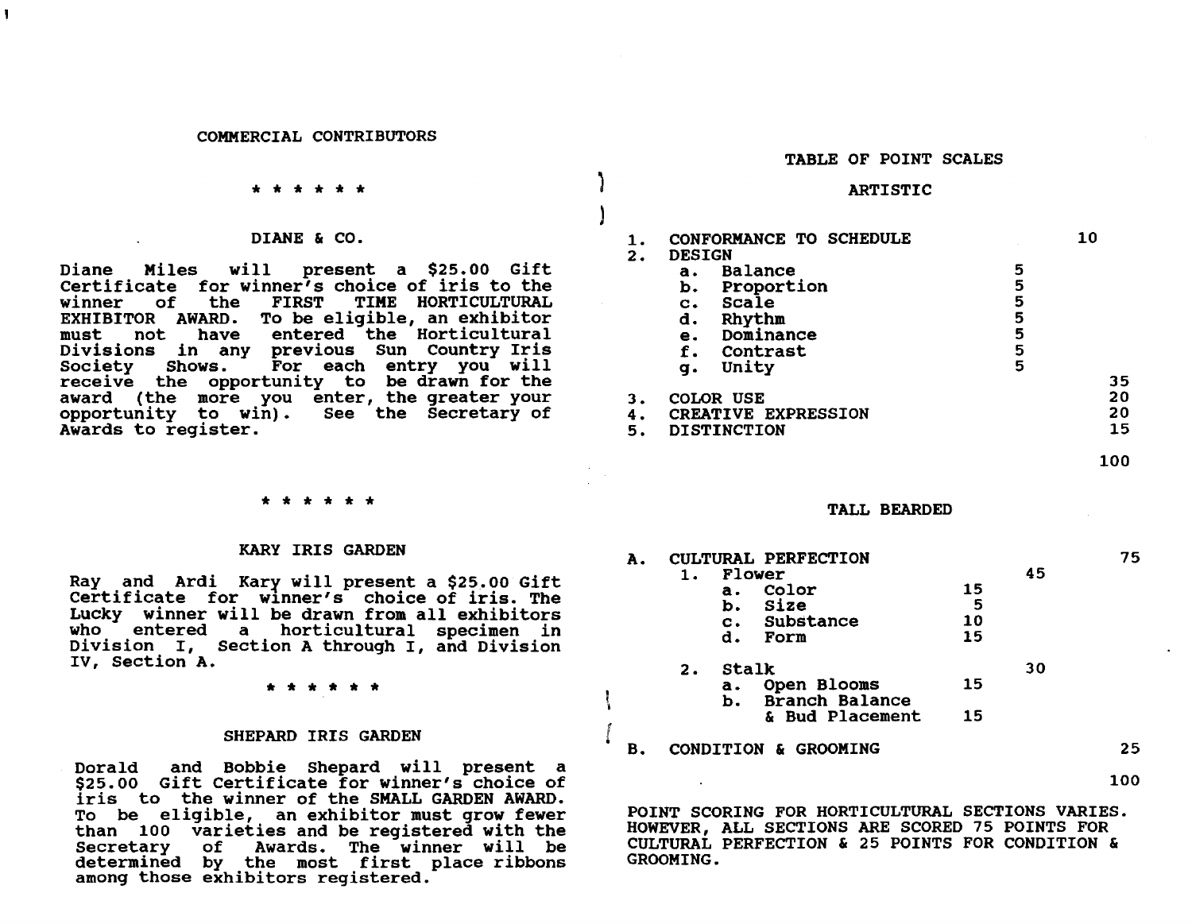## COMMERCIAL CONTRIBUTORS

\* \* \* \* \* \*

### DIANE & CO.

Diane Miles will present a $25.00 Gift Certificate for winner's choice of iris to the winner of the FIRST TIME HORTICULTURAL EXHIBITOR AWARD. To be eligible, an exhibitor must not have entered the Horticultural Divisions in any previous Sun Country Iris Society Shows. For each entry you will receive the opportunity to be drawn for the award (the more you enter, the greater your opportunity to win). See the Secretary of Awards to register.

\* \* \* \* \* \*

### KARY IRIS GARDEN

Ray and Ardi Kary will present a $25.00 Gift Certificate for winner's choice of iris. The Lucky winner will be drawn from all exhibitors who entered a horticultural specimen in Division I, Section A through I, and Division IV, Section A.

\* \* \* \* \* \*

### SHEPARD IRIS GARDEN

Dorald and Bobbie Shepard will present a $25.00 Gift Certificate for winner's choice of iris to the winner of the SMALL GARDEN AWARD. To be eligible, an exhibitor must grow fewer than 100 varieties and be registered with the Secretary of Awards. The winner will be determined by the most first place ribbons among those exhibitors registered.

## TABLE OF POINT SCALES

### ARTISTIC

| | | | |
|---|---|---|---|
| 1. CONFORMANCE TO SCHEDULE | | | 10 |
| 2. DESIGN | | | |
| a. Balance | 5 | | |
| b. Proportion | 5 | | |
| c. Scale | 5 | | |
| d. Rhythm | 5 | | |
| e. Dominance | 5 | | |
| f. Contrast | 5 | | |
| g. Unity | 5 | | |
| | | | 35 |
| 3. COLOR USE | | | 20 |
| 4. CREATIVE EXPRESSION | | | 20 |
| 5. DISTINCTION | | | 15 |
| | | | 100 |

### TALL BEARDED

| | | | |
|---|---|---|---|
| A. CULTURAL PERFECTION | | | 75 |
| 1. Flower | | 45 | |
| a. Color | 15 | | |
| b. Size | 5 | | |
| c. Substance | 10 | | |
| d. Form | 15 | | |
| 2. Stalk | | 30 | |
| a. Open Blooms | 15 | | |
| b. Branch Balance & Bud Placement | 15 | | |
| B. CONDITION & GROOMING | | | 25 |
| | | | 100 |

POINT SCORING FOR HORTICULTURAL SECTIONS VARIES. HOWEVER, ALL SECTIONS ARE SCORED 75 POINTS FOR CULTURAL PERFECTION & 25 POINTS FOR CONDITION & GROOMING.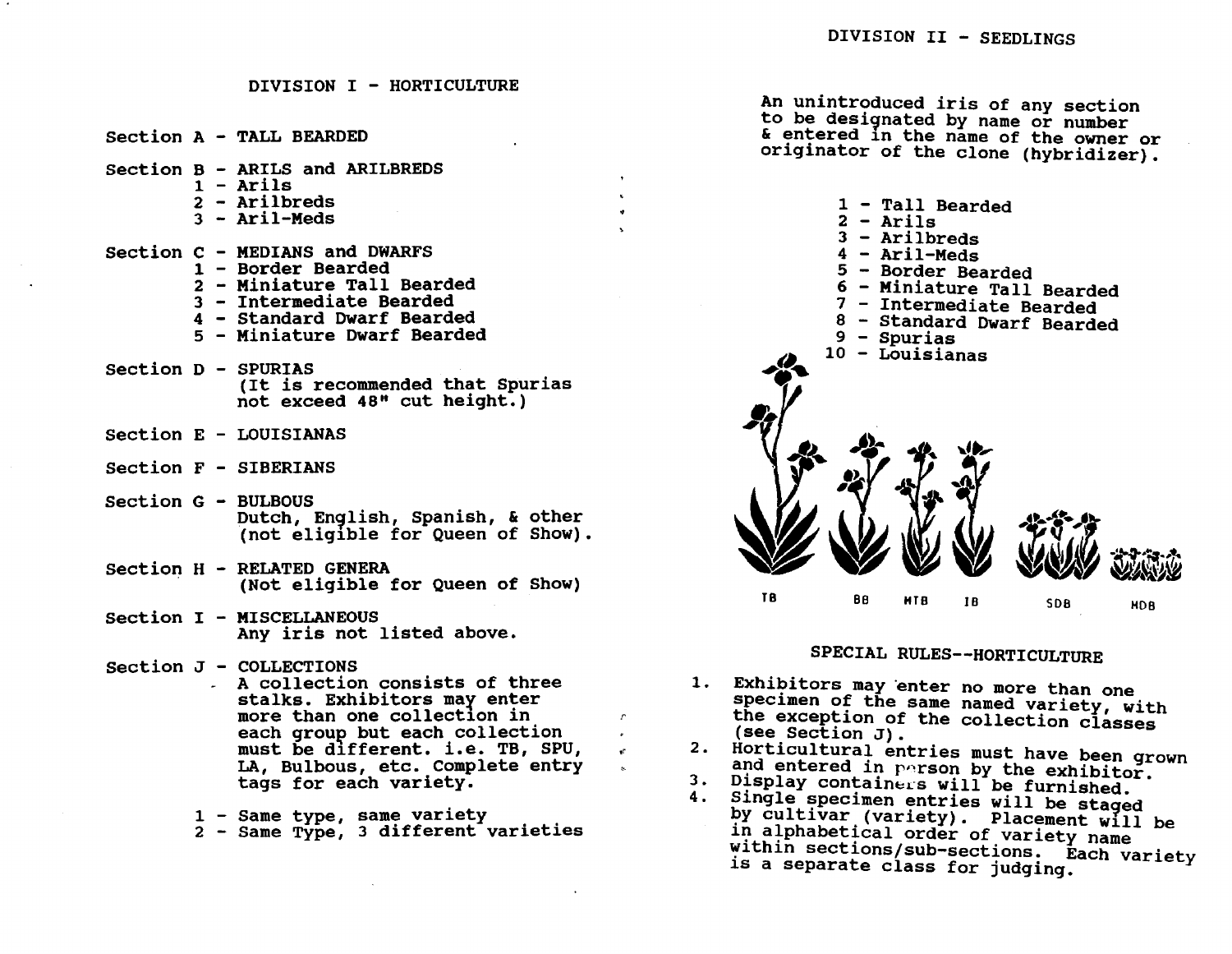# DIVISION I - HORTICULTURE

Section A - TALL BEARDED

Section B - ARILS and ARILBREDS
- 1 - Arils
- 2 - Arilbreds
- 3 - Aril-Meds

Section C - MEDIANS and DWARFS
- 1 - Border Bearded
- 2 - Miniature Tall Bearded
- 3 - Intermediate Bearded
- 4 - Standard Dwarf Bearded
- 5 - Miniature Dwarf Bearded

Section D - SPURIAS
(It is recommended that Spurias not exceed 48" cut height.)

Section E - LOUISIANAS

Section F - SIBERIANS

Section G - BULBOUS
Dutch, English, Spanish, & other (not eligible for Queen of Show).

Section H - RELATED GENERA
(Not eligible for Queen of Show)

Section I - MISCELLANEOUS
Any iris not listed above.

Section J - COLLECTIONS
- A collection consists of three stalks. Exhibitors may enter more than one collection in each group but each collection must be different. i.e. TB, SPU, LA, Bulbous, etc. Complete entry tags for each variety.

- 1 - Same type, same variety
- 2 - Same Type, 3 different varieties

# DIVISION II - SEEDLINGS

An unintroduced iris of any section to be designated by name or number & entered in the name of the owner or originator of the clone (hybridizer).

- 1 - Tall Bearded
- 2 - Arils
- 3 - Arilbreds
- 4 - Aril-Meds
- 5 - Border Bearded
- 6 - Miniature Tall Bearded
- 7 - Intermediate Bearded
- 8 - Standard Dwarf Bearded
- 9 - Spurias
- 10 - Louisianas

TB BB MTB IB SDB MDB

## SPECIAL RULES--HORTICULTURE

1. Exhibitors may enter no more than one specimen of the same named variety, with the exception of the collection classes (see Section J).
2. Horticultural entries must have been grown and entered in person by the exhibitor.
3. Display containers will be furnished.
4. Single specimen entries will be staged by cultivar (variety). Placement will be in alphabetical order of variety name within sections/sub-sections. Each variety is a separate class for judging.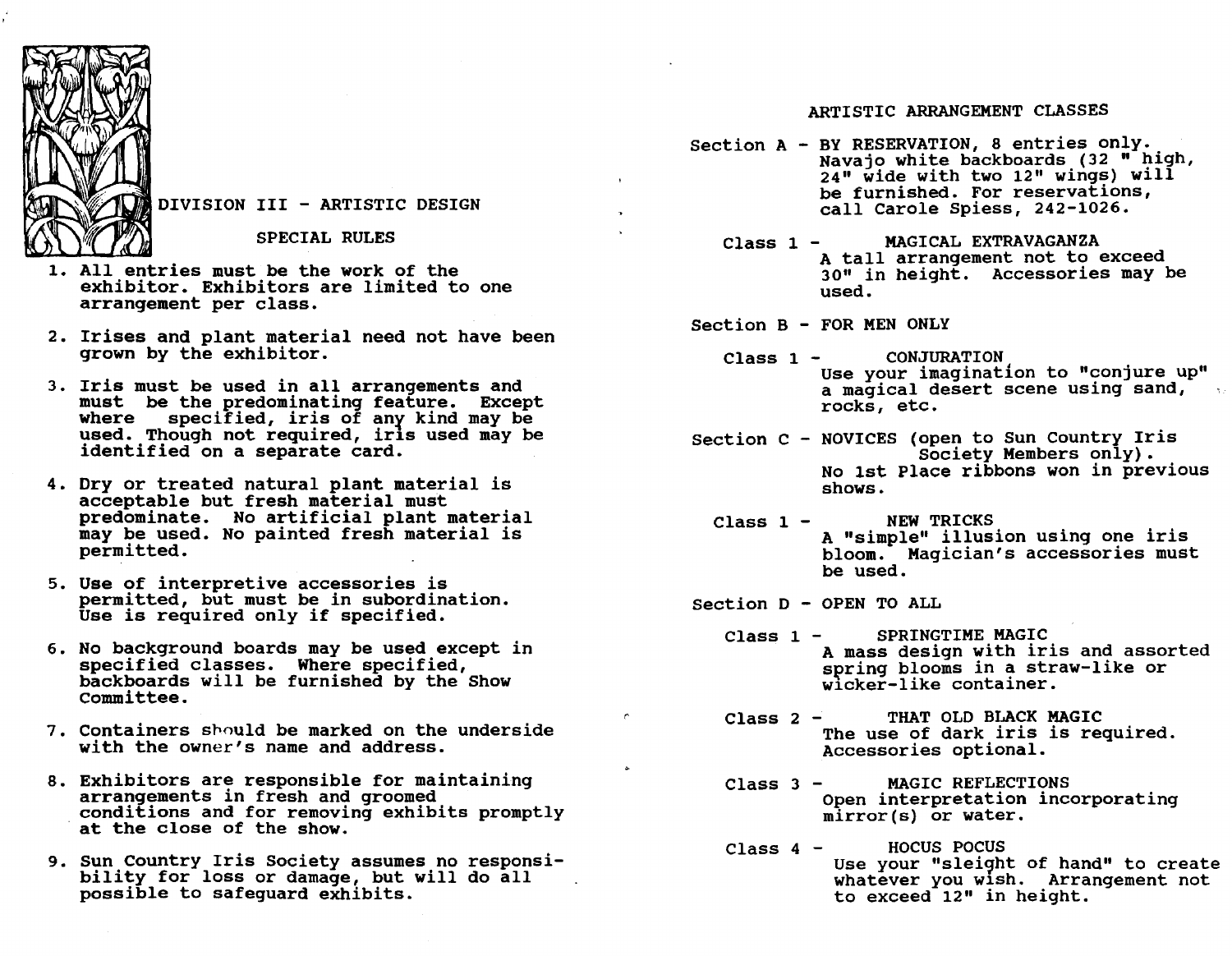## DIVISION III - ARTISTIC DESIGN

### SPECIAL RULES

1. All entries must be the work of the exhibitor. Exhibitors are limited to one arrangement per class.

2. Irises and plant material need not have been grown by the exhibitor.

3. Iris must be used in all arrangements and must be the predominating feature. Except where specified, iris of any kind may be used. Though not required, iris used may be identified on a separate card.

4. Dry or treated natural plant material is acceptable but fresh material must predominate. No artificial plant material may be used. No painted fresh material is permitted.

5. Use of interpretive accessories is permitted, but must be in subordination. Use is required only if specified.

6. No background boards may be used except in specified classes. Where specified, backboards will be furnished by the Show Committee.

7. Containers should be marked on the underside with the owner's name and address.

8. Exhibitors are responsible for maintaining arrangements in fresh and groomed conditions and for removing exhibits promptly at the close of the show.

9. Sun Country Iris Society assumes no responsibility for loss or damage, but will do all possible to safeguard exhibits.

## ARTISTIC ARRANGEMENT CLASSES

**Section A - BY RESERVATION, 8 entries only.** Navajo white backboards (32 " high, 24" wide with two 12" wings) will be furnished. For reservations, call Carole Spiess, 242-1026.

Class 1 - MAGICAL EXTRAVAGANZA
A tall arrangement not to exceed 30" in height. Accessories may be used.

**Section B - FOR MEN ONLY**

Class 1 - CONJURATION
Use your imagination to "conjure up" a magical desert scene using sand, rocks, etc.

**Section C - NOVICES (open to Sun Country Iris Society Members only).** No 1st Place ribbons won in previous shows.

Class 1 - NEW TRICKS
A "simple" illusion using one iris bloom. Magician's accessories must be used.

**Section D - OPEN TO ALL**

Class 1 - SPRINGTIME MAGIC
A mass design with iris and assorted spring blooms in a straw-like or wicker-like container.

Class 2 - THAT OLD BLACK MAGIC
The use of dark iris is required. Accessories optional.

Class 3 - MAGIC REFLECTIONS
Open interpretation incorporating mirror(s) or water.

Class 4 - HOCUS POCUS
Use your "sleight of hand" to create whatever you wish. Arrangement not to exceed 12" in height.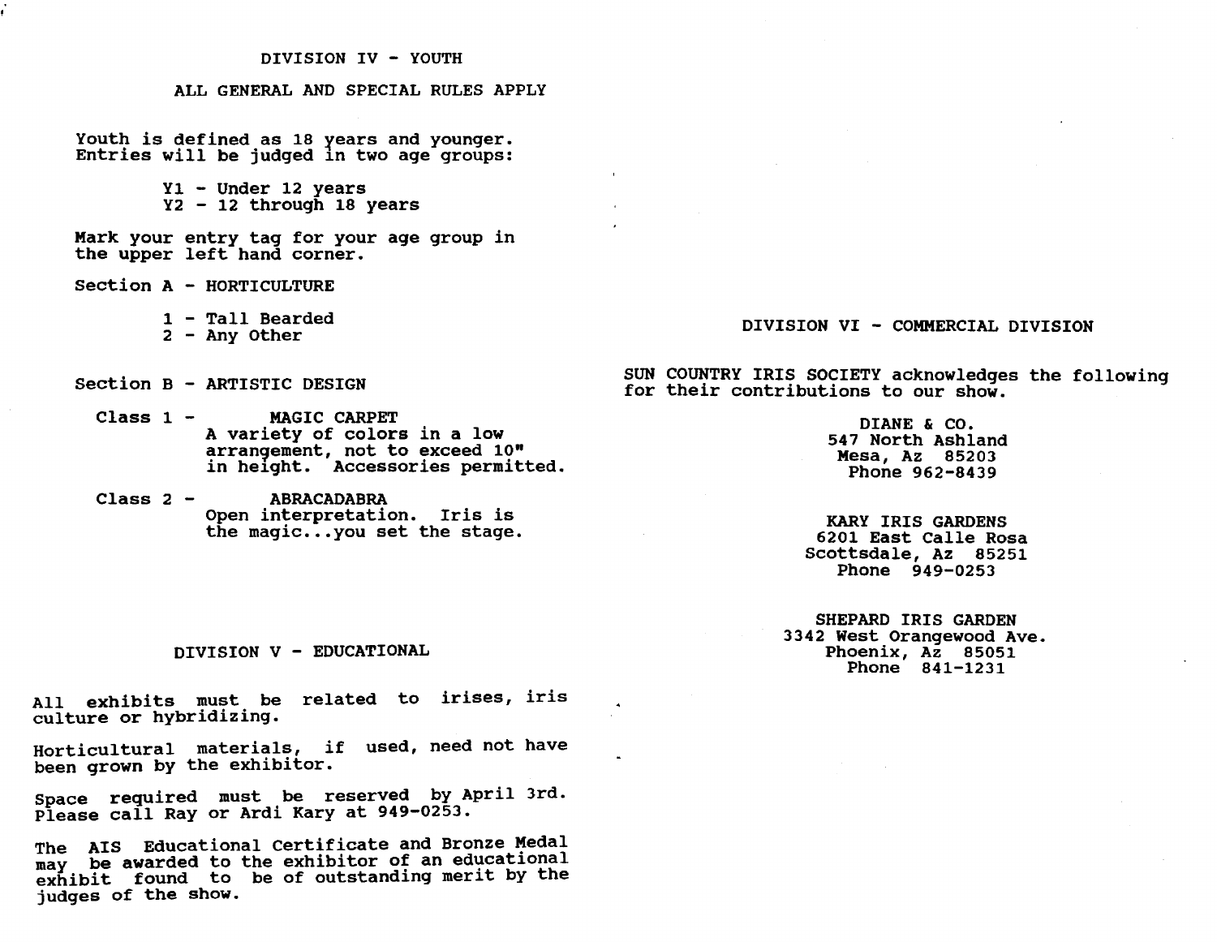## DIVISION IV - YOUTH

ALL GENERAL AND SPECIAL RULES APPLY

Youth is defined as 18 years and younger. Entries will be judged in two age groups:

- Y1 - Under 12 years
- Y2 - 12 through 18 years

Mark your entry tag for your age group in the upper left hand corner.

### Section A - HORTICULTURE

1 - Tall Bearded
2 - Any Other

### Section B - ARTISTIC DESIGN

Class 1 - MAGIC CARPET
A variety of colors in a low arrangement, not to exceed 10" in height. Accessories permitted.

Class 2 - ABRACADABRA
Open interpretation. Iris is the magic...you set the stage.

## DIVISION V - EDUCATIONAL

All exhibits must be related to irises, iris culture or hybridizing.

Horticultural materials, if used, need not have been grown by the exhibitor.

Space required must be reserved by April 3rd. Please call Ray or Ardi Kary at 949-0253.

The AIS Educational Certificate and Bronze Medal may be awarded to the exhibitor of an educational exhibit found to be of outstanding merit by the judges of the show.

## DIVISION VI - COMMERCIAL DIVISION

SUN COUNTRY IRIS SOCIETY acknowledges the following for their contributions to our show.

DIANE & CO.
547 North Ashland
Mesa, Az 85203
Phone 962-8439

KARY IRIS GARDENS
6201 East Calle Rosa
Scottsdale, Az 85251
Phone 949-0253

SHEPARD IRIS GARDEN
3342 West Orangewood Ave.
Phoenix, Az 85051
Phone 841-1231